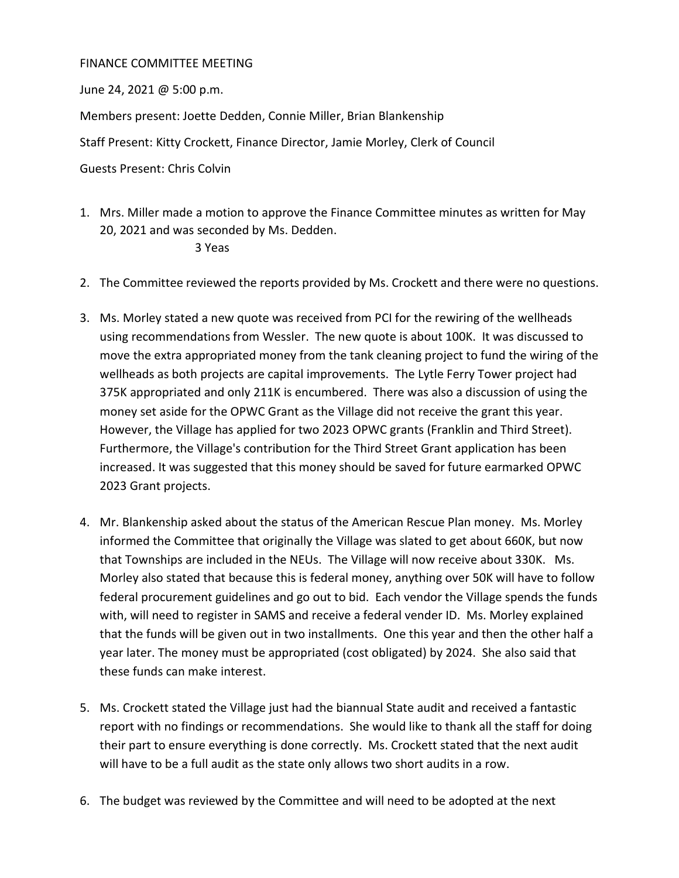FINANCE COMMITTEE MEETING

June 24, 2021 @ 5:00 p.m.

Members present: Joette Dedden, Connie Miller, Brian Blankenship

Staff Present: Kitty Crockett, Finance Director, Jamie Morley, Clerk of Council

Guests Present: Chris Colvin

1. Mrs. Miller made a motion to approve the Finance Committee minutes as written for May 20, 2021 and was seconded by Ms. Dedden.
   3 Yeas

2. The Committee reviewed the reports provided by Ms. Crockett and there were no questions.

3. Ms. Morley stated a new quote was received from PCI for the rewiring of the wellheads using recommendations from Wessler. The new quote is about 100K. It was discussed to move the extra appropriated money from the tank cleaning project to fund the wiring of the wellheads as both projects are capital improvements. The Lytle Ferry Tower project had 375K appropriated and only 211K is encumbered. There was also a discussion of using the money set aside for the OPWC Grant as the Village did not receive the grant this year. However, the Village has applied for two 2023 OPWC grants (Franklin and Third Street). Furthermore, the Village's contribution for the Third Street Grant application has been increased. It was suggested that this money should be saved for future earmarked OPWC 2023 Grant projects.

4. Mr. Blankenship asked about the status of the American Rescue Plan money. Ms. Morley informed the Committee that originally the Village was slated to get about 660K, but now that Townships are included in the NEUs. The Village will now receive about 330K. Ms. Morley also stated that because this is federal money, anything over 50K will have to follow federal procurement guidelines and go out to bid. Each vendor the Village spends the funds with, will need to register in SAMS and receive a federal vender ID. Ms. Morley explained that the funds will be given out in two installments. One this year and then the other half a year later. The money must be appropriated (cost obligated) by 2024. She also said that these funds can make interest.

5. Ms. Crockett stated the Village just had the biannual State audit and received a fantastic report with no findings or recommendations. She would like to thank all the staff for doing their part to ensure everything is done correctly. Ms. Crockett stated that the next audit will have to be a full audit as the state only allows two short audits in a row.

6. The budget was reviewed by the Committee and will need to be adopted at the next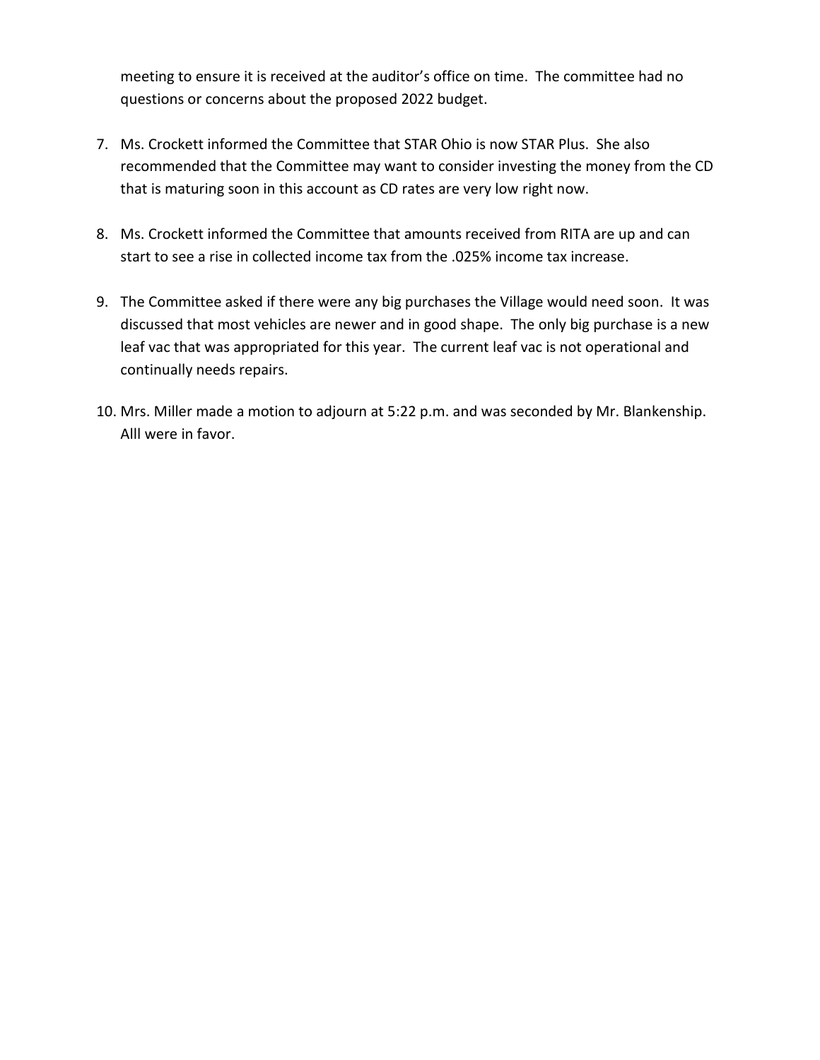meeting to ensure it is received at the auditor's office on time. The committee had no questions or concerns about the proposed 2022 budget.

7. Ms. Crockett informed the Committee that STAR Ohio is now STAR Plus. She also recommended that the Committee may want to consider investing the money from the CD that is maturing soon in this account as CD rates are very low right now.

8. Ms. Crockett informed the Committee that amounts received from RITA are up and can start to see a rise in collected income tax from the .025% income tax increase.

9. The Committee asked if there were any big purchases the Village would need soon. It was discussed that most vehicles are newer and in good shape. The only big purchase is a new leaf vac that was appropriated for this year. The current leaf vac is not operational and continually needs repairs.

10. Mrs. Miller made a motion to adjourn at 5:22 p.m. and was seconded by Mr. Blankenship. Alll were in favor.